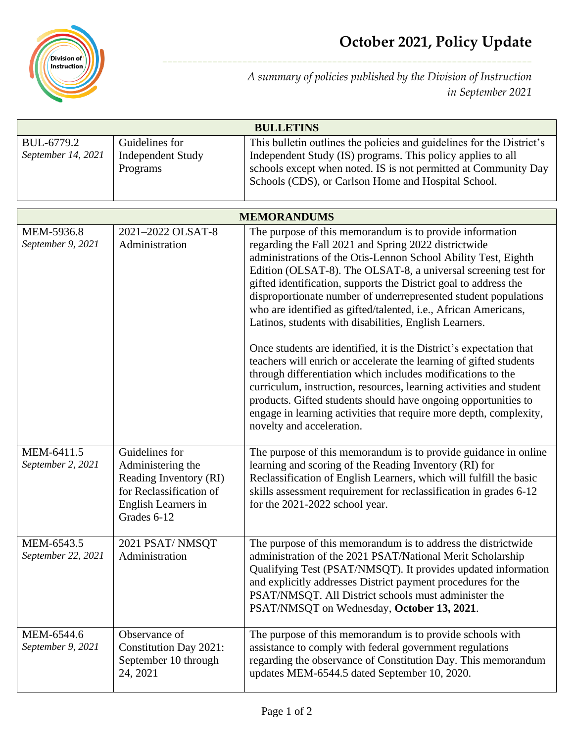# October 2021, Policy Update

*A summary of policies published by the Division of Instruction in September 2021*

| BULLETINS | | |
|---|---|---|
| BUL-6779.2<br>*September 14, 2021* | Guidelines for Independent Study Programs | This bulletin outlines the policies and guidelines for the District's Independent Study (IS) programs. This policy applies to all schools except when noted. IS is not permitted at Community Day Schools (CDS), or Carlson Home and Hospital School. |

| MEMORANDUMS | | |
|---|---|---|
| MEM-5936.8<br>*September 9, 2021* | 2021–2022 OLSAT-8 Administration | The purpose of this memorandum is to provide information regarding the Fall 2021 and Spring 2022 districtwide administrations of the Otis-Lennon School Ability Test, Eighth Edition (OLSAT-8). The OLSAT-8, a universal screening test for gifted identification, supports the District goal to address the disproportionate number of underrepresented student populations who are identified as gifted/talented, i.e., African Americans, Latinos, students with disabilities, English Learners.<br><br>Once students are identified, it is the District's expectation that teachers will enrich or accelerate the learning of gifted students through differentiation which includes modifications to the curriculum, instruction, resources, learning activities and student products. Gifted students should have ongoing opportunities to engage in learning activities that require more depth, complexity, novelty and acceleration. |
| MEM-6411.5<br>*September 2, 2021* | Guidelines for Administering the Reading Inventory (RI) for Reclassification of English Learners in Grades 6-12 | The purpose of this memorandum is to provide guidance in online learning and scoring of the Reading Inventory (RI) for Reclassification of English Learners, which will fulfill the basic skills assessment requirement for reclassification in grades 6-12 for the 2021-2022 school year. |
| MEM-6543.5<br>*September 22, 2021* | 2021 PSAT/ NMSQT Administration | The purpose of this memorandum is to address the districtwide administration of the 2021 PSAT/National Merit Scholarship Qualifying Test (PSAT/NMSQT). It provides updated information and explicitly addresses District payment procedures for the PSAT/NMSQT. All District schools must administer the PSAT/NMSQT on Wednesday, **October 13, 2021**. |
| MEM-6544.6<br>*September 9, 2021* | Observance of Constitution Day 2021: September 10 through 24, 2021 | The purpose of this memorandum is to provide schools with assistance to comply with federal government regulations regarding the observance of Constitution Day. This memorandum updates MEM-6544.5 dated September 10, 2020. |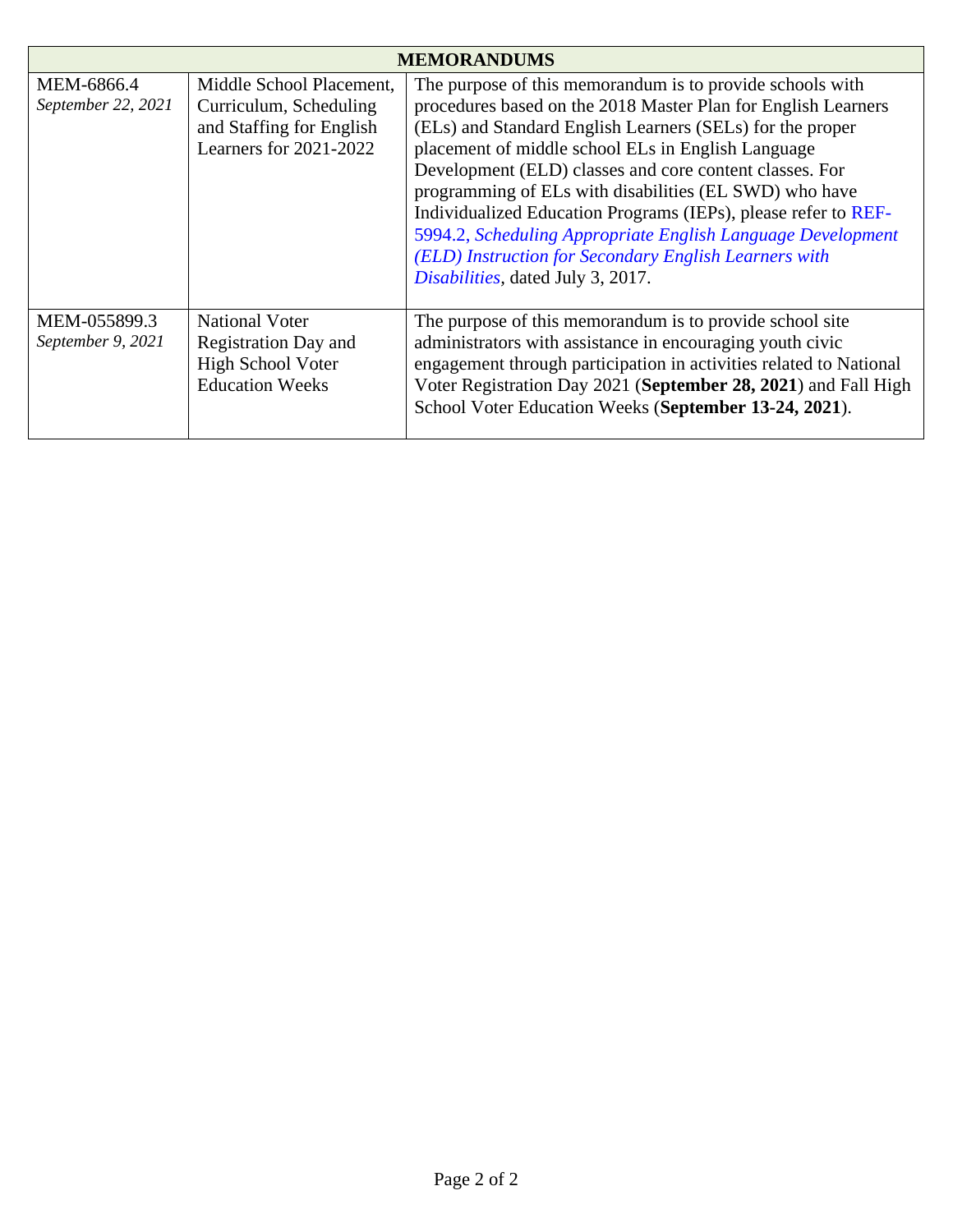| MEMORANDUMS | | |
|---|---|---|
| MEM-6866.4 *September 22, 2021* | Middle School Placement, Curriculum, Scheduling and Staffing for English Learners for 2021-2022 | The purpose of this memorandum is to provide schools with procedures based on the 2018 Master Plan for English Learners (ELs) and Standard English Learners (SELs) for the proper placement of middle school ELs in English Language Development (ELD) classes and core content classes. For programming of ELs with disabilities (EL SWD) who have Individualized Education Programs (IEPs), please refer to REF-5994.2, *Scheduling Appropriate English Language Development (ELD) Instruction for Secondary English Learners with Disabilities*, dated July 3, 2017. |
| MEM-055899.3 *September 9, 2021* | National Voter Registration Day and High School Voter Education Weeks | The purpose of this memorandum is to provide school site administrators with assistance in encouraging youth civic engagement through participation in activities related to National Voter Registration Day 2021 (**September 28, 2021**) and Fall High School Voter Education Weeks (**September 13-24, 2021**). |